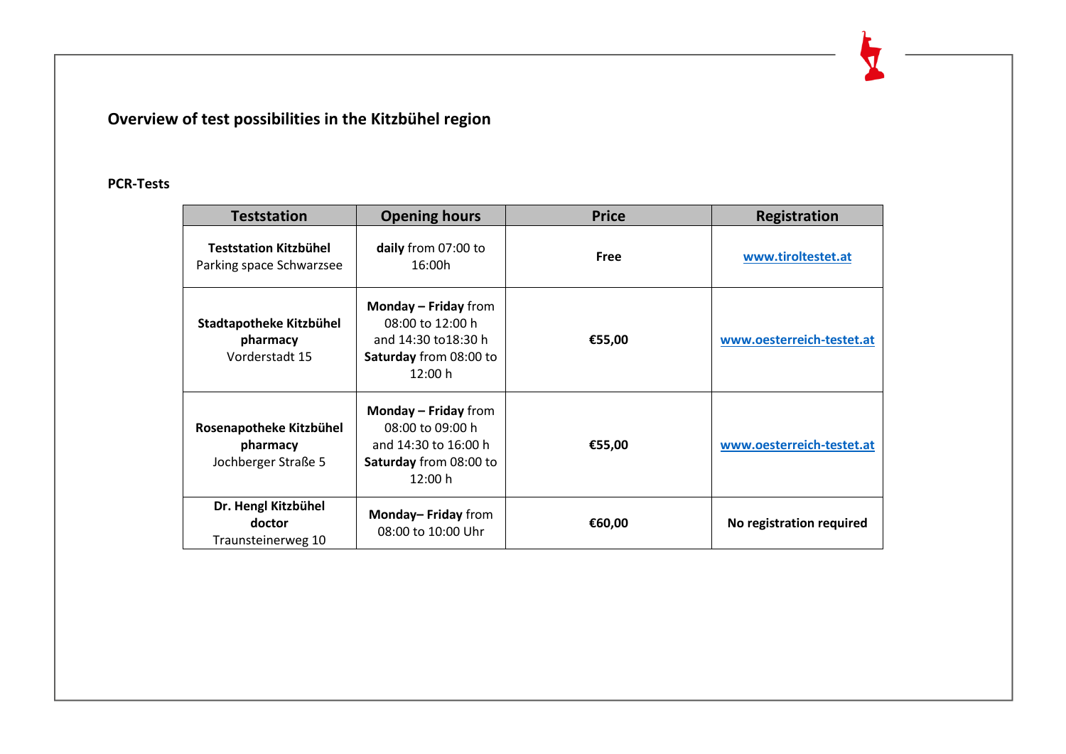# Overview of test possibilities in the Kitzbühel region

## PCR-Tests

| Teststation | Opening hours | Price | Registration |
|---|---|---|---|
| **Teststation Kitzbühel** Parking space Schwarzsee | **daily** from 07:00 to 16:00h | **Free** | **www.tiroltestet.at** |
| **Stadtapotheke Kitzbühel pharmacy** Vorderstadt 15 | **Monday – Friday** from 08:00 to 12:00 h and 14:30 to18:30 h **Saturday** from 08:00 to 12:00 h | **€55,00** | **www.oesterreich-testet.at** |
| **Rosenapotheke Kitzbühel pharmacy** Jochberger Straße 5 | **Monday – Friday** from 08:00 to 09:00 h and 14:30 to 16:00 h **Saturday** from 08:00 to 12:00 h | **€55,00** | **www.oesterreich-testet.at** |
| **Dr. Hengl Kitzbühel doctor** Traunsteinerweg 10 | **Monday– Friday** from 08:00 to 10:00 Uhr | **€60,00** | **No registration required** |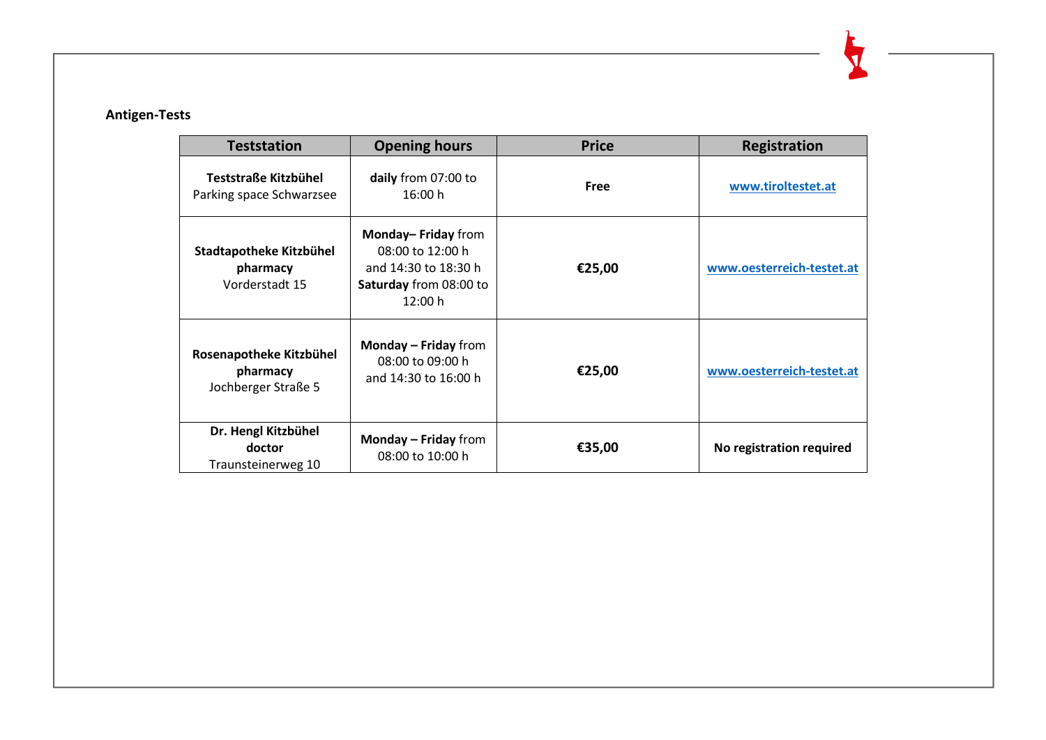**Antigen-Tests**

| Teststation | Opening hours | Price | Registration |
|---|---|---|---|
| **Teststraße Kitzbühel** Parking space Schwarzsee | **daily** from 07:00 to 16:00 h | **Free** | **www.tiroltestet.at** |
| **Stadtapotheke Kitzbühel pharmacy** Vorderstadt 15 | **Monday– Friday** from 08:00 to 12:00 h and 14:30 to 18:30 h **Saturday** from 08:00 to 12:00 h | **€25,00** | **www.oesterreich-testet.at** |
| **Rosenapotheke Kitzbühel pharmacy** Jochberger Straße 5 | **Monday – Friday** from 08:00 to 09:00 h and 14:30 to 16:00 h | **€25,00** | **www.oesterreich-testet.at** |
| **Dr. Hengl Kitzbühel doctor** Traunsteinerweg 10 | **Monday – Friday** from 08:00 to 10:00 h | **€35,00** | **No registration required** |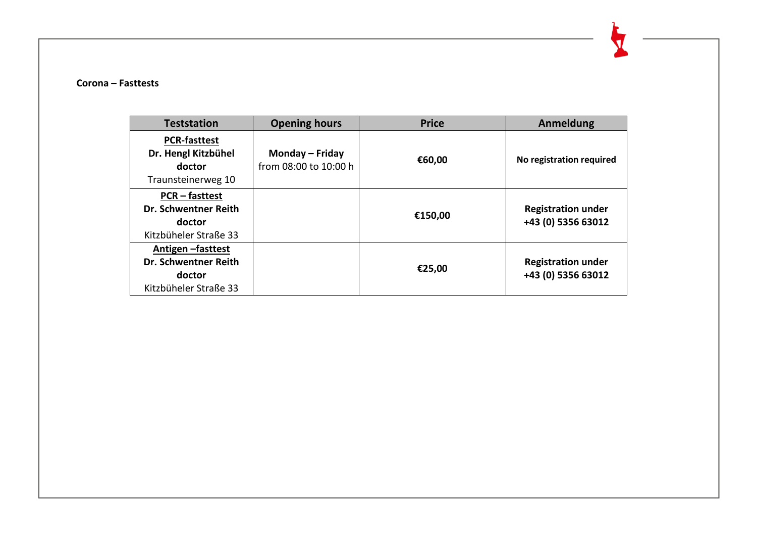**Corona – Fasttests**

| Teststation | Opening hours | Price | Anmeldung |
|---|---|---|---|
| **PCR-fasttest**<br>**Dr. Hengl Kitzbühel doctor**<br>Traunsteinerweg 10 | **Monday – Friday**<br>from 08:00 to 10:00 h | **€60,00** | **No registration required** |
| **PCR – fasttest**<br>**Dr. Schwentner Reith doctor**<br>Kitzbüheler Straße 33 | | **€150,00** | **Registration under +43 (0) 5356 63012** |
| **Antigen –fasttest**<br>**Dr. Schwentner Reith doctor**<br>Kitzbüheler Straße 33 | | **€25,00** | **Registration under +43 (0) 5356 63012** |